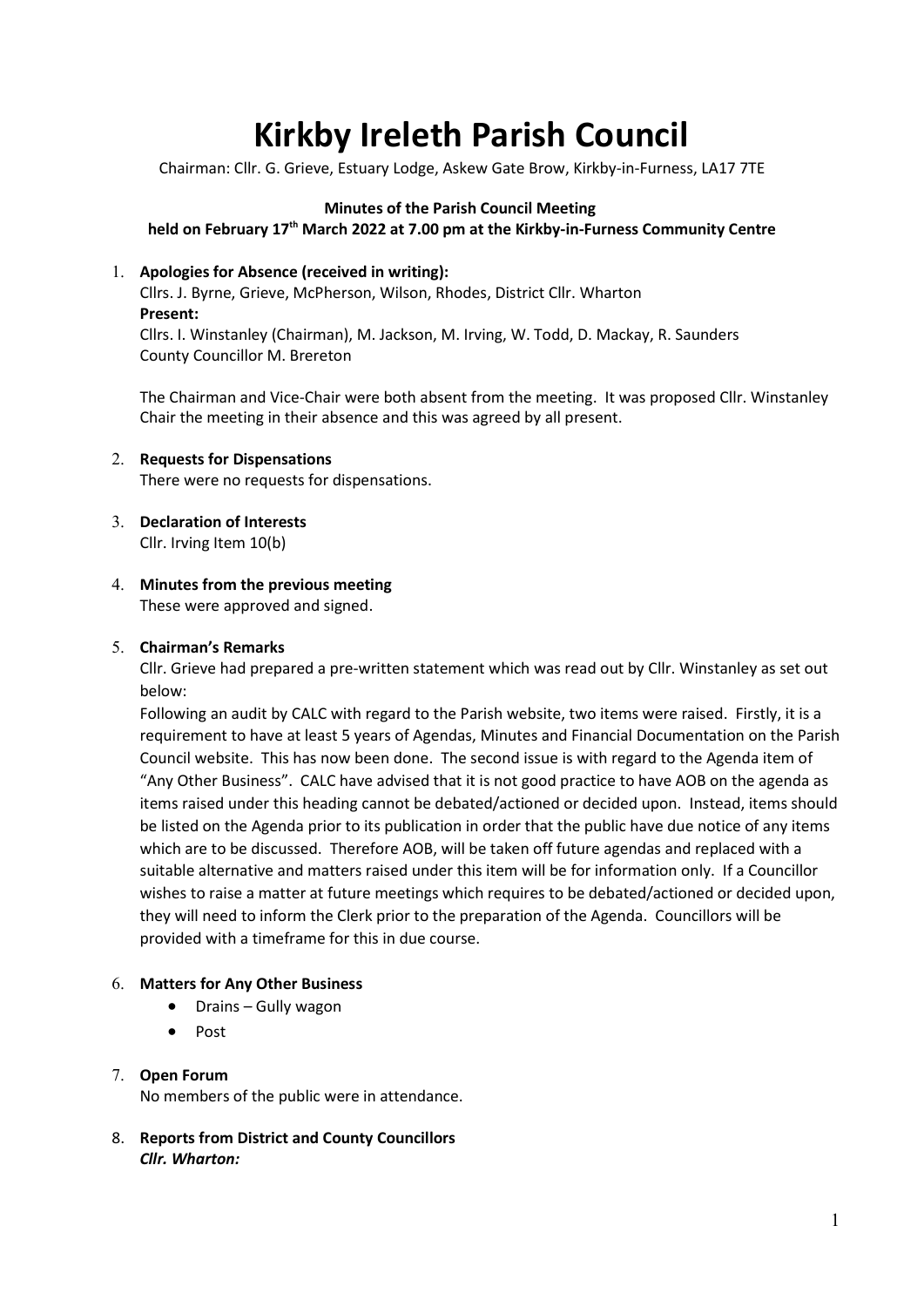# Kirkby Ireleth Parish Council

Chairman: Cllr. G. Grieve, Estuary Lodge, Askew Gate Brow, Kirkby-in-Furness, LA17 7TE

**Minutes of the Parish Council Meeting**
**held on February 17th March 2022 at 7.00 pm at the Kirkby-in-Furness Community Centre**

1. **Apologies for Absence (received in writing):**
   Cllrs. J. Byrne, Grieve, McPherson, Wilson, Rhodes, District Cllr. Wharton
   **Present:**
   Cllrs. I. Winstanley (Chairman), M. Jackson, M. Irving, W. Todd, D. Mackay, R. Saunders
   County Councillor M. Brereton

   The Chairman and Vice-Chair were both absent from the meeting. It was proposed Cllr. Winstanley Chair the meeting in their absence and this was agreed by all present.

2. **Requests for Dispensations**
   There were no requests for dispensations.

3. **Declaration of Interests**
   Cllr. Irving Item 10(b)

4. **Minutes from the previous meeting**
   These were approved and signed.

5. **Chairman's Remarks**
   Cllr. Grieve had prepared a pre-written statement which was read out by Cllr. Winstanley as set out below:
   Following an audit by CALC with regard to the Parish website, two items were raised. Firstly, it is a requirement to have at least 5 years of Agendas, Minutes and Financial Documentation on the Parish Council website. This has now been done. The second issue is with regard to the Agenda item of "Any Other Business". CALC have advised that it is not good practice to have AOB on the agenda as items raised under this heading cannot be debated/actioned or decided upon. Instead, items should be listed on the Agenda prior to its publication in order that the public have due notice of any items which are to be discussed. Therefore AOB, will be taken off future agendas and replaced with a suitable alternative and matters raised under this item will be for information only. If a Councillor wishes to raise a matter at future meetings which requires to be debated/actioned or decided upon, they will need to inform the Clerk prior to the preparation of the Agenda. Councillors will be provided with a timeframe for this in due course.

6. **Matters for Any Other Business**
   - Drains – Gully wagon
   - Post

7. **Open Forum**
   No members of the public were in attendance.

8. **Reports from District and County Councillors**
   ***Cllr. Wharton:***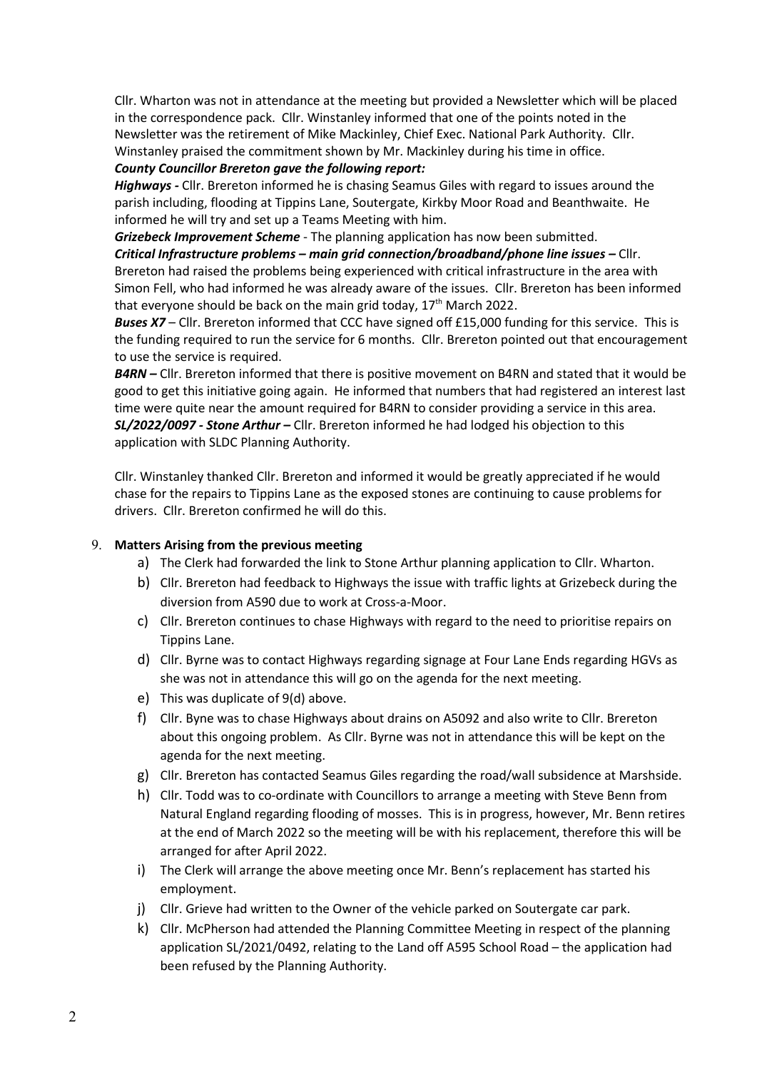Cllr. Wharton was not in attendance at the meeting but provided a Newsletter which will be placed in the correspondence pack. Cllr. Winstanley informed that one of the points noted in the Newsletter was the retirement of Mike Mackinley, Chief Exec. National Park Authority. Cllr. Winstanley praised the commitment shown by Mr. Mackinley during his time in office.

***County Councillor Brereton gave the following report:***

***Highways -*** Cllr. Brereton informed he is chasing Seamus Giles with regard to issues around the parish including, flooding at Tippins Lane, Soutergate, Kirkby Moor Road and Beanthwaite. He informed he will try and set up a Teams Meeting with him.

***Grizebeck Improvement Scheme*** - The planning application has now been submitted.

***Critical Infrastructure problems – main grid connection/broadband/phone line issues –*** Cllr. Brereton had raised the problems being experienced with critical infrastructure in the area with Simon Fell, who had informed he was already aware of the issues. Cllr. Brereton has been informed that everyone should be back on the main grid today, 17th March 2022.

***Buses X7*** – Cllr. Brereton informed that CCC have signed off £15,000 funding for this service. This is the funding required to run the service for 6 months. Cllr. Brereton pointed out that encouragement to use the service is required.

***B4RN –*** Cllr. Brereton informed that there is positive movement on B4RN and stated that it would be good to get this initiative going again. He informed that numbers that had registered an interest last time were quite near the amount required for B4RN to consider providing a service in this area.

***SL/2022/0097 - Stone Arthur –*** Cllr. Brereton informed he had lodged his objection to this application with SLDC Planning Authority.

Cllr. Winstanley thanked Cllr. Brereton and informed it would be greatly appreciated if he would chase for the repairs to Tippins Lane as the exposed stones are continuing to cause problems for drivers. Cllr. Brereton confirmed he will do this.

9. **Matters Arising from the previous meeting**
   a) The Clerk had forwarded the link to Stone Arthur planning application to Cllr. Wharton.
   b) Cllr. Brereton had feedback to Highways the issue with traffic lights at Grizebeck during the diversion from A590 due to work at Cross-a-Moor.
   c) Cllr. Brereton continues to chase Highways with regard to the need to prioritise repairs on Tippins Lane.
   d) Cllr. Byrne was to contact Highways regarding signage at Four Lane Ends regarding HGVs as she was not in attendance this will go on the agenda for the next meeting.
   e) This was duplicate of 9(d) above.
   f) Cllr. Byne was to chase Highways about drains on A5092 and also write to Cllr. Brereton about this ongoing problem. As Cllr. Byrne was not in attendance this will be kept on the agenda for the next meeting.
   g) Cllr. Brereton has contacted Seamus Giles regarding the road/wall subsidence at Marshside.
   h) Cllr. Todd was to co-ordinate with Councillors to arrange a meeting with Steve Benn from Natural England regarding flooding of mosses. This is in progress, however, Mr. Benn retires at the end of March 2022 so the meeting will be with his replacement, therefore this will be arranged for after April 2022.
   i) The Clerk will arrange the above meeting once Mr. Benn's replacement has started his employment.
   j) Cllr. Grieve had written to the Owner of the vehicle parked on Soutergate car park.
   k) Cllr. McPherson had attended the Planning Committee Meeting in respect of the planning application SL/2021/0492, relating to the Land off A595 School Road – the application had been refused by the Planning Authority.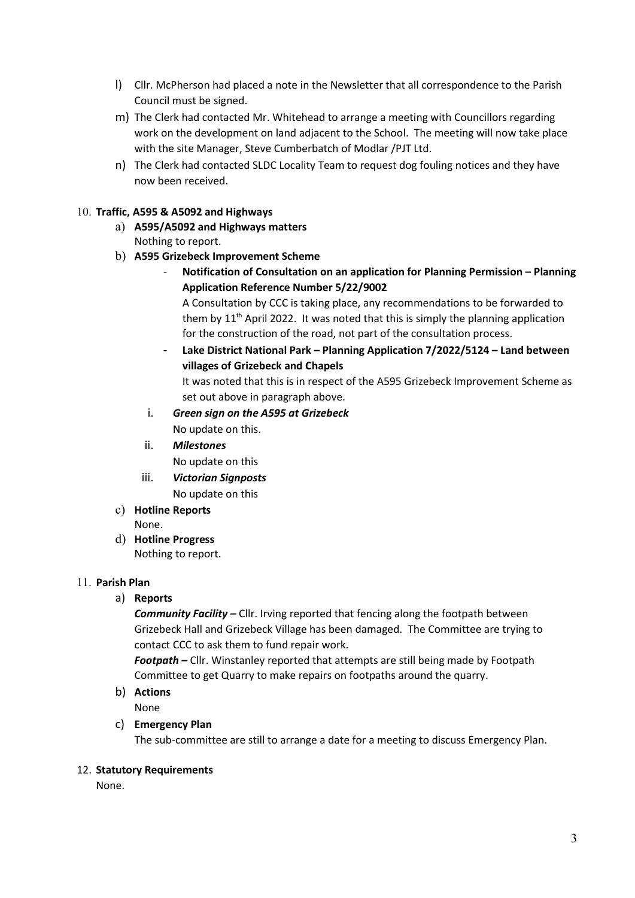l) Cllr. McPherson had placed a note in the Newsletter that all correspondence to the Parish Council must be signed.

m) The Clerk had contacted Mr. Whitehead to arrange a meeting with Councillors regarding work on the development on land adjacent to the School. The meeting will now take place with the site Manager, Steve Cumberbatch of Modlar /PJT Ltd.

n) The Clerk had contacted SLDC Locality Team to request dog fouling notices and they have now been received.

10. **Traffic, A595 & A5092 and Highways**

    a) **A595/A5092 and Highways matters**
    Nothing to report.

    b) **A595 Grizebeck Improvement Scheme**

    - **Notification of Consultation on an application for Planning Permission – Planning Application Reference Number 5/22/9002**
    A Consultation by CCC is taking place, any recommendations to be forwarded to them by 11th April 2022. It was noted that this is simply the planning application for the construction of the road, not part of the consultation process.
    - **Lake District National Park – Planning Application 7/2022/5124 – Land between villages of Grizebeck and Chapels**
    It was noted that this is in respect of the A595 Grizebeck Improvement Scheme as set out above in paragraph above.

    i. ***Green sign on the A595 at Grizebeck***
    No update on this.

    ii. ***Milestones***
    No update on this

    iii. ***Victorian Signposts***
    No update on this

    c) **Hotline Reports**
    None.

    d) **Hotline Progress**
    Nothing to report.

11. **Parish Plan**

    a) **Reports**
    ***Community Facility –*** Cllr. Irving reported that fencing along the footpath between Grizebeck Hall and Grizebeck Village has been damaged. The Committee are trying to contact CCC to ask them to fund repair work.
    ***Footpath –*** Cllr. Winstanley reported that attempts are still being made by Footpath Committee to get Quarry to make repairs on footpaths around the quarry.

    b) **Actions**
    None

    c) **Emergency Plan**
    The sub-committee are still to arrange a date for a meeting to discuss Emergency Plan.

12. **Statutory Requirements**
None.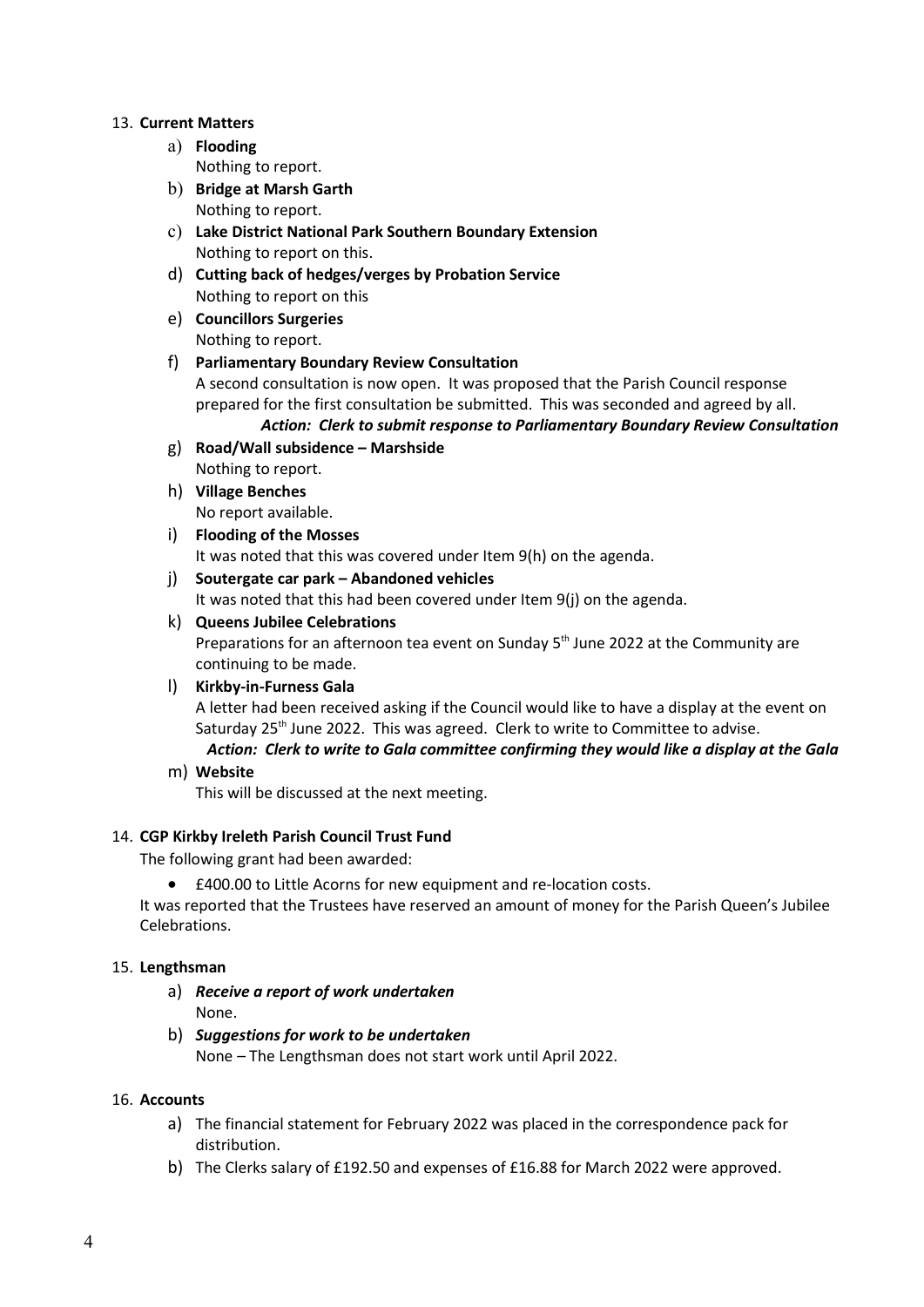13. **Current Matters**
    a) **Flooding**
       Nothing to report.
    b) **Bridge at Marsh Garth**
       Nothing to report.
    c) **Lake District National Park Southern Boundary Extension**
       Nothing to report on this.
    d) **Cutting back of hedges/verges by Probation Service**
       Nothing to report on this
    e) **Councillors Surgeries**
       Nothing to report.
    f) **Parliamentary Boundary Review Consultation**
       A second consultation is now open. It was proposed that the Parish Council response prepared for the first consultation be submitted. This was seconded and agreed by all.
       ***Action: Clerk to submit response to Parliamentary Boundary Review Consultation***
    g) **Road/Wall subsidence – Marshside**
       Nothing to report.
    h) **Village Benches**
       No report available.
    i) **Flooding of the Mosses**
       It was noted that this was covered under Item 9(h) on the agenda.
    j) **Soutergate car park – Abandoned vehicles**
       It was noted that this had been covered under Item 9(j) on the agenda.
    k) **Queens Jubilee Celebrations**
       Preparations for an afternoon tea event on Sunday 5th June 2022 at the Community are continuing to be made.
    l) **Kirkby-in-Furness Gala**
       A letter had been received asking if the Council would like to have a display at the event on Saturday 25th June 2022. This was agreed. Clerk to write to Committee to advise.
       ***Action: Clerk to write to Gala committee confirming they would like a display at the Gala***
    m) **Website**
       This will be discussed at the next meeting.

14. **CGP Kirkby Ireleth Parish Council Trust Fund**

    The following grant had been awarded:

    - £400.00 to Little Acorns for new equipment and re-location costs.

    It was reported that the Trustees have reserved an amount of money for the Parish Queen's Jubilee Celebrations.

15. **Lengthsman**
    a) ***Receive a report of work undertaken***
       None.
    b) ***Suggestions for work to be undertaken***
       None – The Lengthsman does not start work until April 2022.

16. **Accounts**
    a) The financial statement for February 2022 was placed in the correspondence pack for distribution.
    b) The Clerks salary of £192.50 and expenses of £16.88 for March 2022 were approved.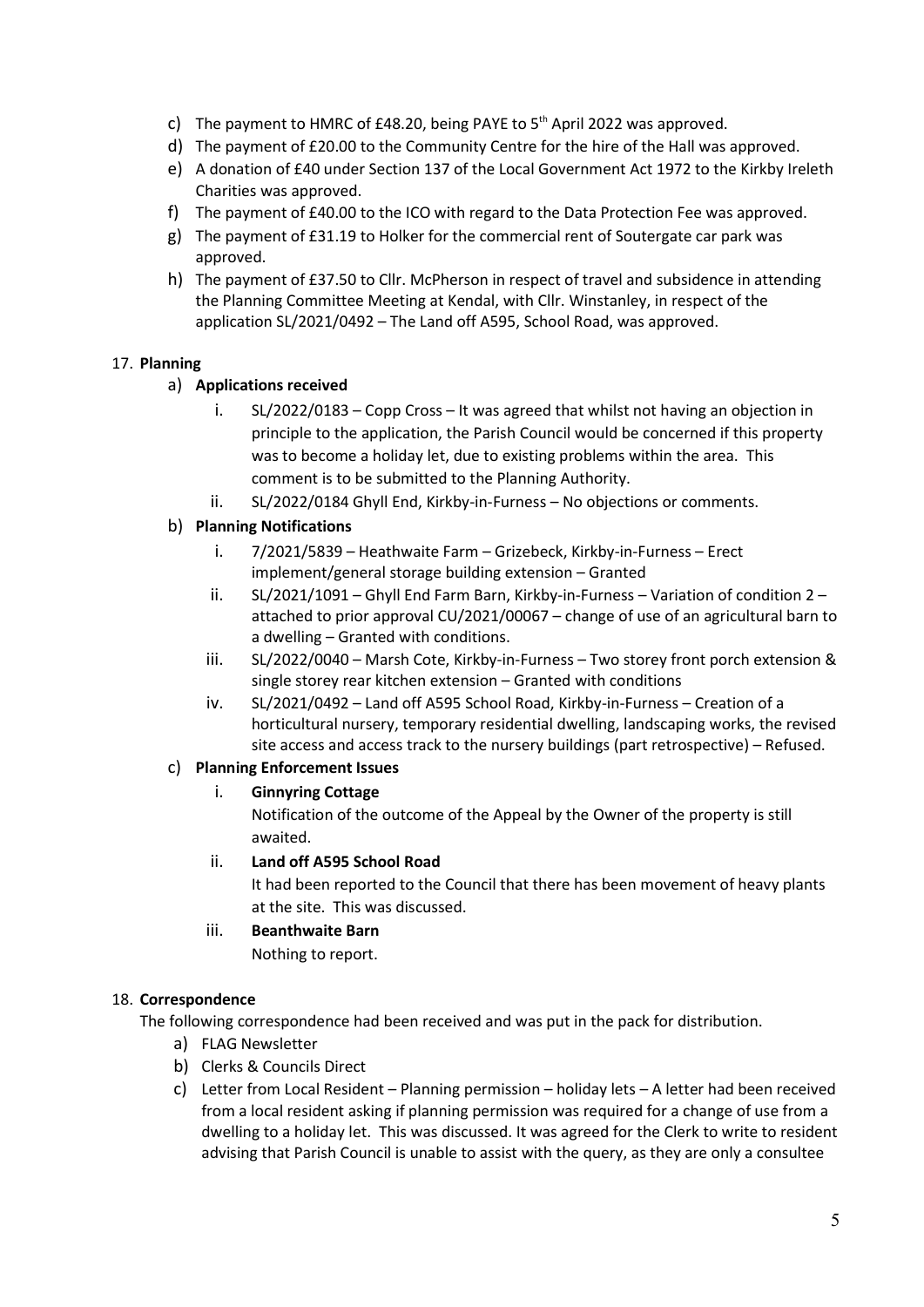c) The payment to HMRC of £48.20, being PAYE to 5th April 2022 was approved.
d) The payment of £20.00 to the Community Centre for the hire of the Hall was approved.
e) A donation of £40 under Section 137 of the Local Government Act 1972 to the Kirkby Ireleth Charities was approved.
f) The payment of £40.00 to the ICO with regard to the Data Protection Fee was approved.
g) The payment of £31.19 to Holker for the commercial rent of Soutergate car park was approved.
h) The payment of £37.50 to Cllr. McPherson in respect of travel and subsidence in attending the Planning Committee Meeting at Kendal, with Cllr. Winstanley, in respect of the application SL/2021/0492 – The Land off A595, School Road, was approved.

17. **Planning**

a) **Applications received**

i. SL/2022/0183 – Copp Cross – It was agreed that whilst not having an objection in principle to the application, the Parish Council would be concerned if this property was to become a holiday let, due to existing problems within the area. This comment is to be submitted to the Planning Authority.

ii. SL/2022/0184 Ghyll End, Kirkby-in-Furness – No objections or comments.

b) **Planning Notifications**

i. 7/2021/5839 – Heathwaite Farm – Grizebeck, Kirkby-in-Furness – Erect implement/general storage building extension – Granted

ii. SL/2021/1091 – Ghyll End Farm Barn, Kirkby-in-Furness – Variation of condition 2 – attached to prior approval CU/2021/00067 – change of use of an agricultural barn to a dwelling – Granted with conditions.

iii. SL/2022/0040 – Marsh Cote, Kirkby-in-Furness – Two storey front porch extension & single storey rear kitchen extension – Granted with conditions

iv. SL/2021/0492 – Land off A595 School Road, Kirkby-in-Furness – Creation of a horticultural nursery, temporary residential dwelling, landscaping works, the revised site access and access track to the nursery buildings (part retrospective) – Refused.

c) **Planning Enforcement Issues**

i. **Ginnyring Cottage**

Notification of the outcome of the Appeal by the Owner of the property is still awaited.

ii. **Land off A595 School Road**

It had been reported to the Council that there has been movement of heavy plants at the site. This was discussed.

iii. **Beanthwaite Barn**

Nothing to report.

18. **Correspondence**

The following correspondence had been received and was put in the pack for distribution.

a) FLAG Newsletter
b) Clerks & Councils Direct
c) Letter from Local Resident – Planning permission – holiday lets – A letter had been received from a local resident asking if planning permission was required for a change of use from a dwelling to a holiday let. This was discussed. It was agreed for the Clerk to write to resident advising that Parish Council is unable to assist with the query, as they are only a consultee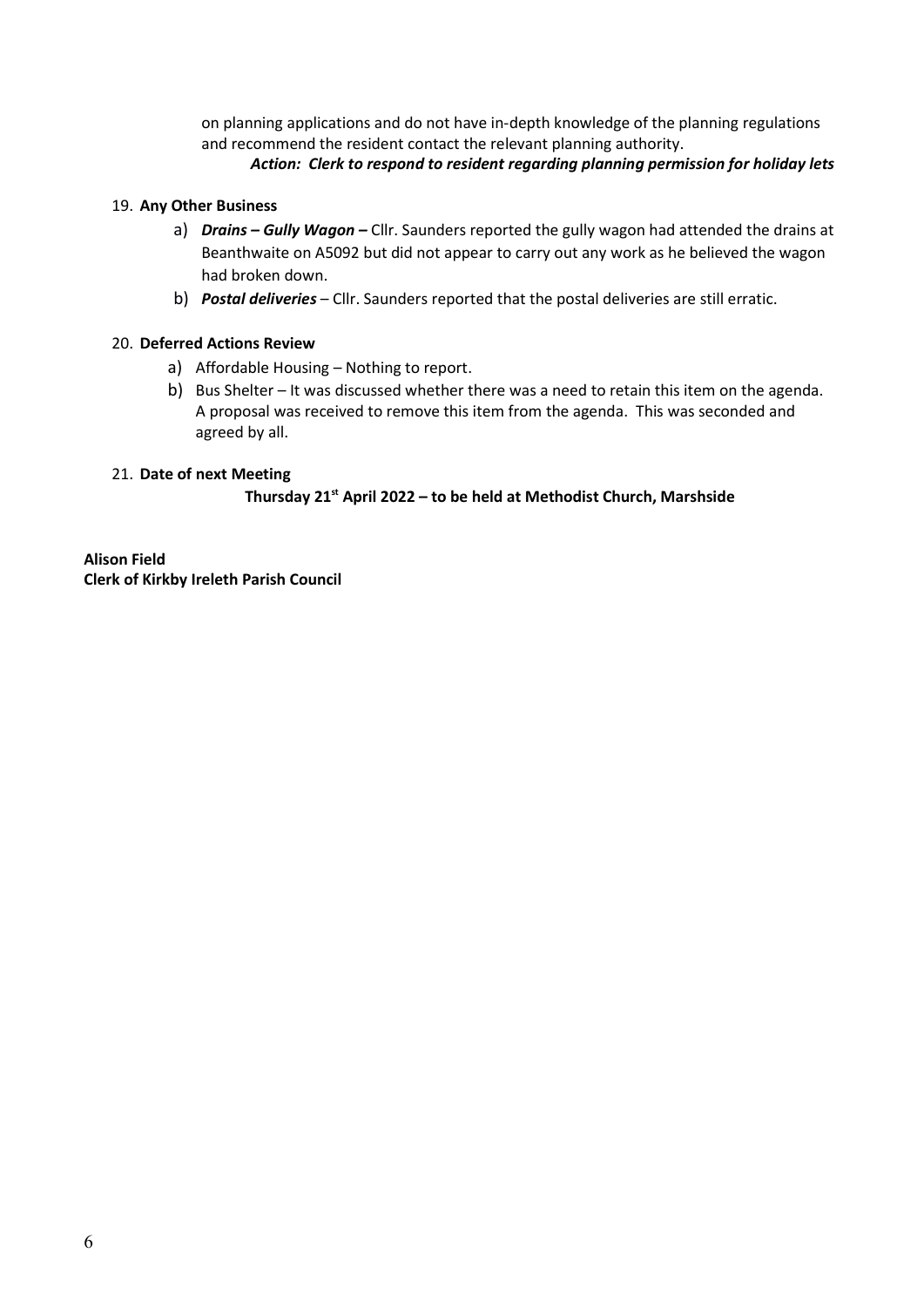on planning applications and do not have in-depth knowledge of the planning regulations and recommend the resident contact the relevant planning authority.

***Action: Clerk to respond to resident regarding planning permission for holiday lets***

19. **Any Other Business**
    a) ***Drains – Gully Wagon –*** Cllr. Saunders reported the gully wagon had attended the drains at Beanthwaite on A5092 but did not appear to carry out any work as he believed the wagon had broken down.
    b) ***Postal deliveries*** – Cllr. Saunders reported that the postal deliveries are still erratic.

20. **Deferred Actions Review**
    a) Affordable Housing – Nothing to report.
    b) Bus Shelter – It was discussed whether there was a need to retain this item on the agenda. A proposal was received to remove this item from the agenda. This was seconded and agreed by all.

21. **Date of next Meeting**

**Thursday 21st April 2022 – to be held at Methodist Church, Marshside**

**Alison Field**
**Clerk of Kirkby Ireleth Parish Council**